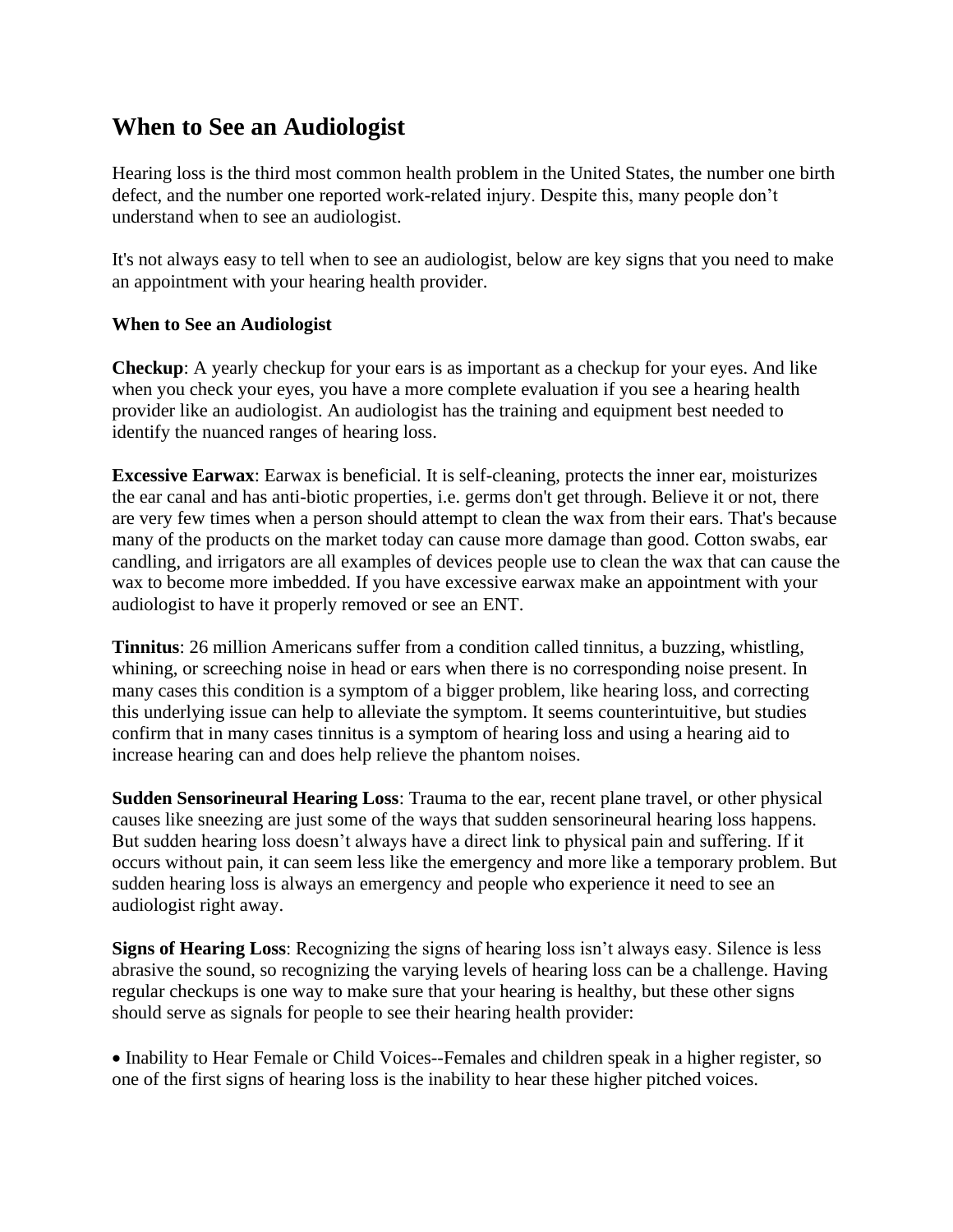# When to See an Audiologist

Hearing loss is the third most common health problem in the United States, the number one birth defect, and the number one reported work-related injury. Despite this, many people don't understand when to see an audiologist.

It's not always easy to tell when to see an audiologist, below are key signs that you need to make an appointment with your hearing health provider.

**When to See an Audiologist**

**Checkup**: A yearly checkup for your ears is as important as a checkup for your eyes. And like when you check your eyes, you have a more complete evaluation if you see a hearing health provider like an audiologist. An audiologist has the training and equipment best needed to identify the nuanced ranges of hearing loss.

**Excessive Earwax**: Earwax is beneficial. It is self-cleaning, protects the inner ear, moisturizes the ear canal and has anti-biotic properties, i.e. germs don't get through. Believe it or not, there are very few times when a person should attempt to clean the wax from their ears. That's because many of the products on the market today can cause more damage than good. Cotton swabs, ear candling, and irrigators are all examples of devices people use to clean the wax that can cause the wax to become more imbedded. If you have excessive earwax make an appointment with your audiologist to have it properly removed or see an ENT.

**Tinnitus**: 26 million Americans suffer from a condition called tinnitus, a buzzing, whistling, whining, or screeching noise in head or ears when there is no corresponding noise present. In many cases this condition is a symptom of a bigger problem, like hearing loss, and correcting this underlying issue can help to alleviate the symptom. It seems counterintuitive, but studies confirm that in many cases tinnitus is a symptom of hearing loss and using a hearing aid to increase hearing can and does help relieve the phantom noises.

**Sudden Sensorineural Hearing Loss**: Trauma to the ear, recent plane travel, or other physical causes like sneezing are just some of the ways that sudden sensorineural hearing loss happens. But sudden hearing loss doesn't always have a direct link to physical pain and suffering. If it occurs without pain, it can seem less like the emergency and more like a temporary problem. But sudden hearing loss is always an emergency and people who experience it need to see an audiologist right away.

**Signs of Hearing Loss**: Recognizing the signs of hearing loss isn't always easy. Silence is less abrasive the sound, so recognizing the varying levels of hearing loss can be a challenge. Having regular checkups is one way to make sure that your hearing is healthy, but these other signs should serve as signals for people to see their hearing health provider:

- Inability to Hear Female or Child Voices--Females and children speak in a higher register, so one of the first signs of hearing loss is the inability to hear these higher pitched voices.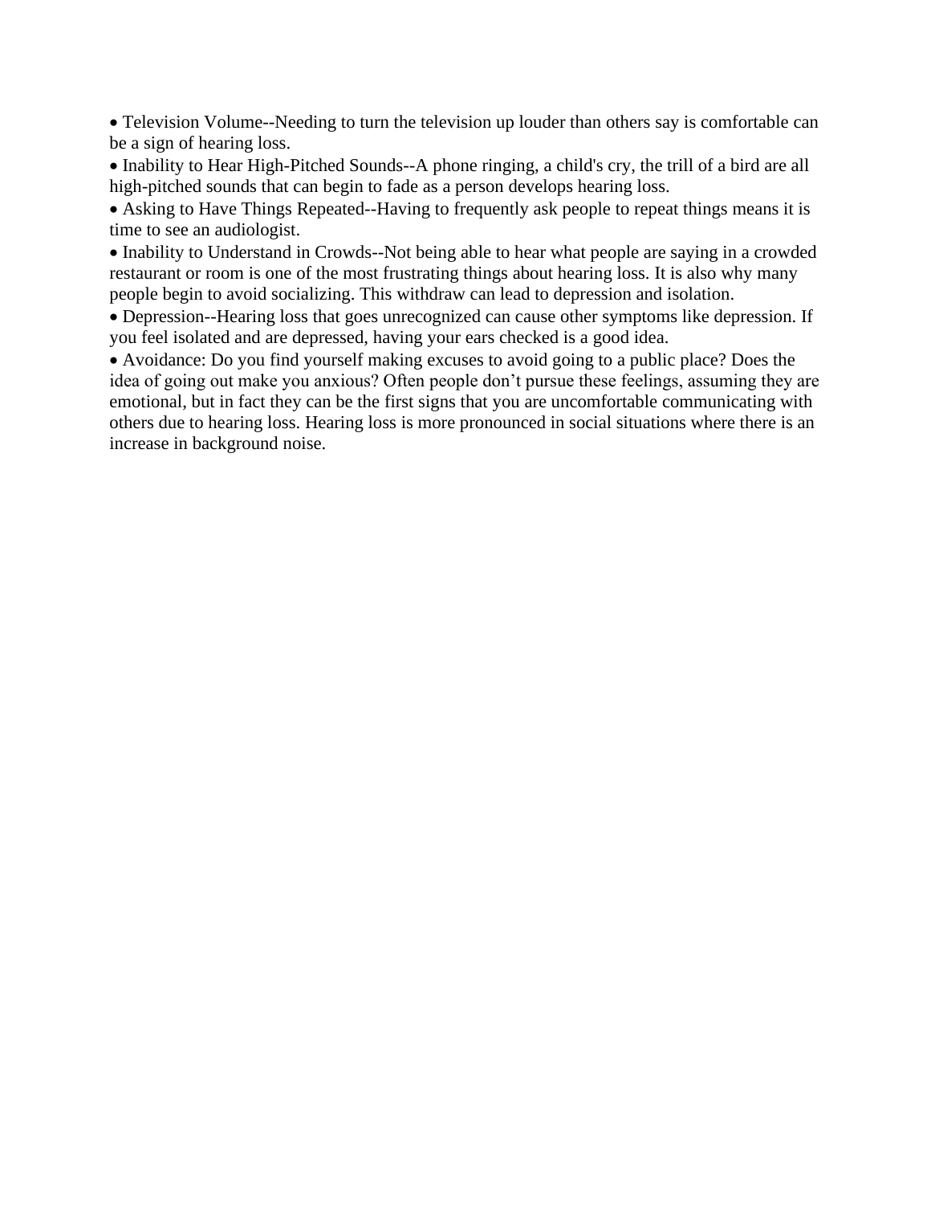- Television Volume--Needing to turn the television up louder than others say is comfortable can be a sign of hearing loss.
- Inability to Hear High-Pitched Sounds--A phone ringing, a child's cry, the trill of a bird are all high-pitched sounds that can begin to fade as a person develops hearing loss.
- Asking to Have Things Repeated--Having to frequently ask people to repeat things means it is time to see an audiologist.
- Inability to Understand in Crowds--Not being able to hear what people are saying in a crowded restaurant or room is one of the most frustrating things about hearing loss. It is also why many people begin to avoid socializing. This withdraw can lead to depression and isolation.
- Depression--Hearing loss that goes unrecognized can cause other symptoms like depression. If you feel isolated and are depressed, having your ears checked is a good idea.
- Avoidance: Do you find yourself making excuses to avoid going to a public place? Does the idea of going out make you anxious? Often people don't pursue these feelings, assuming they are emotional, but in fact they can be the first signs that you are uncomfortable communicating with others due to hearing loss. Hearing loss is more pronounced in social situations where there is an increase in background noise.